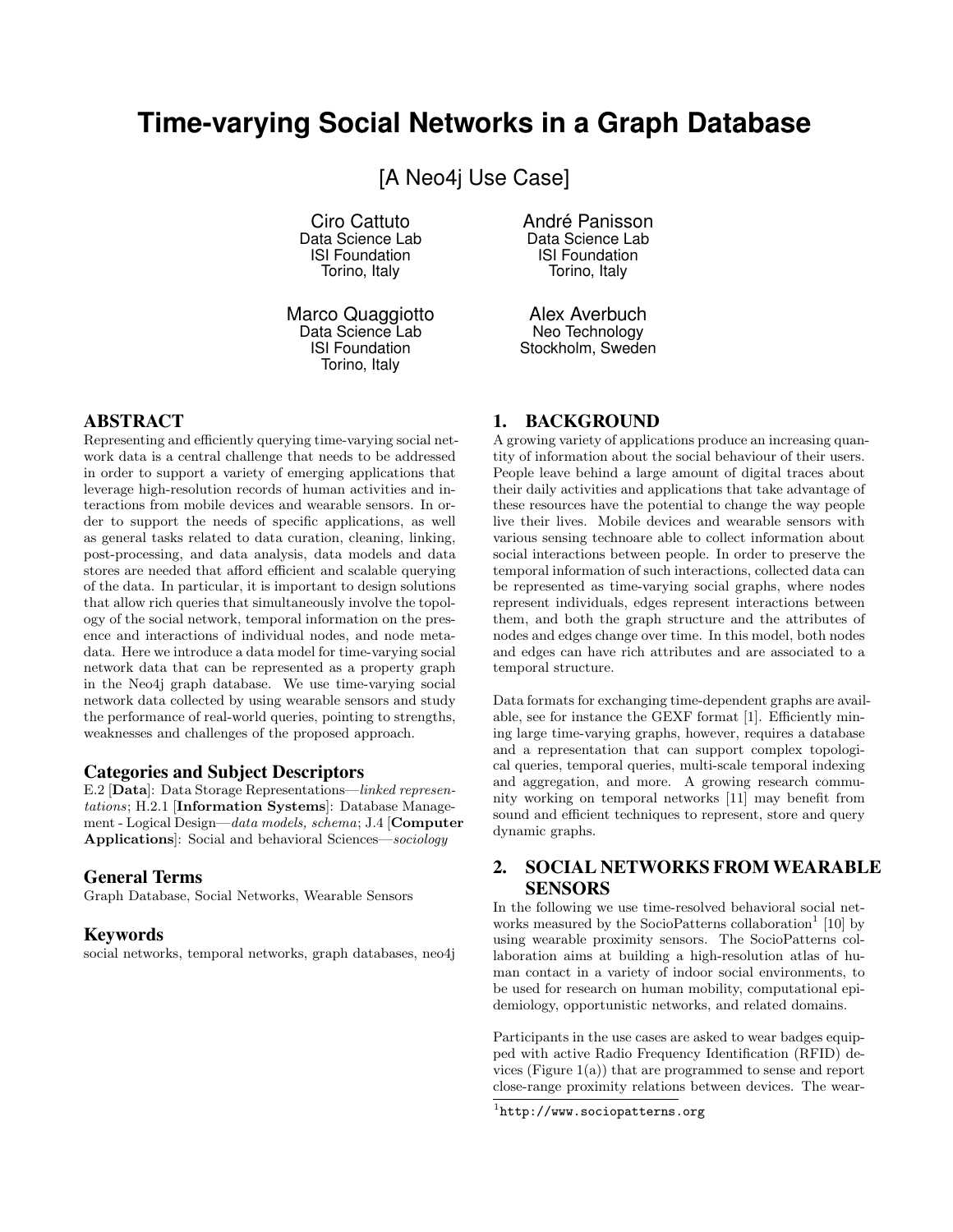# Time-varying Social Networks in a Graph Database

## [A Neo4j Use Case]

Ciro Cattuto
Data Science Lab
ISI Foundation
Torino, Italy

André Panisson
Data Science Lab
ISI Foundation
Torino, Italy

Marco Quaggiotto
Data Science Lab
ISI Foundation
Torino, Italy

Alex Averbuch
Neo Technology
Stockholm, Sweden

## ABSTRACT

Representing and efficiently querying time-varying social network data is a central challenge that needs to be addressed in order to support a variety of emerging applications that leverage high-resolution records of human activities and interactions from mobile devices and wearable sensors. In order to support the needs of specific applications, as well as general tasks related to data curation, cleaning, linking, post-processing, and data analysis, data models and data stores are needed that afford efficient and scalable querying of the data. In particular, it is important to design solutions that allow rich queries that simultaneously involve the topology of the social network, temporal information on the presence and interactions of individual nodes, and node metadata. Here we introduce a data model for time-varying social network data that can be represented as a property graph in the Neo4j graph database. We use time-varying social network data collected by using wearable sensors and study the performance of real-world queries, pointing to strengths, weaknesses and challenges of the proposed approach.

### Categories and Subject Descriptors

E.2 [**Data**]: Data Storage Representations—*linked representations*; H.2.1 [**Information Systems**]: Database Management - Logical Design—*data models, schema*; J.4 [**Computer Applications**]: Social and behavioral Sciences—*sociology*

### General Terms

Graph Database, Social Networks, Wearable Sensors

### Keywords

social networks, temporal networks, graph databases, neo4j

## 1. BACKGROUND

A growing variety of applications produce an increasing quantity of information about the social behaviour of their users. People leave behind a large amount of digital traces about their daily activities and applications that take advantage of these resources have the potential to change the way people live their lives. Mobile devices and wearable sensors with various sensing technoare able to collect information about social interactions between people. In order to preserve the temporal information of such interactions, collected data can be represented as time-varying social graphs, where nodes represent individuals, edges represent interactions between them, and both the graph structure and the attributes of nodes and edges change over time. In this model, both nodes and edges can have rich attributes and are associated to a temporal structure.

Data formats for exchanging time-dependent graphs are available, see for instance the GEXF format [1]. Efficiently mining large time-varying graphs, however, requires a database and a representation that can support complex topological queries, temporal queries, multi-scale temporal indexing and aggregation, and more. A growing research community working on temporal networks [11] may benefit from sound and efficient techniques to represent, store and query dynamic graphs.

## 2. SOCIAL NETWORKS FROM WEARABLE SENSORS

In the following we use time-resolved behavioral social networks measured by the SocioPatterns collaboration[1] [10] by using wearable proximity sensors. The SocioPatterns collaboration aims at building a high-resolution atlas of human contact in a variety of indoor social environments, to be used for research on human mobility, computational epidemiology, opportunistic networks, and related domains.

Participants in the use cases are asked to wear badges equipped with active Radio Frequency Identification (RFID) devices (Figure 1(a)) that are programmed to sense and report close-range proximity relations between devices. The wear-

[1] http://www.sociopatterns.org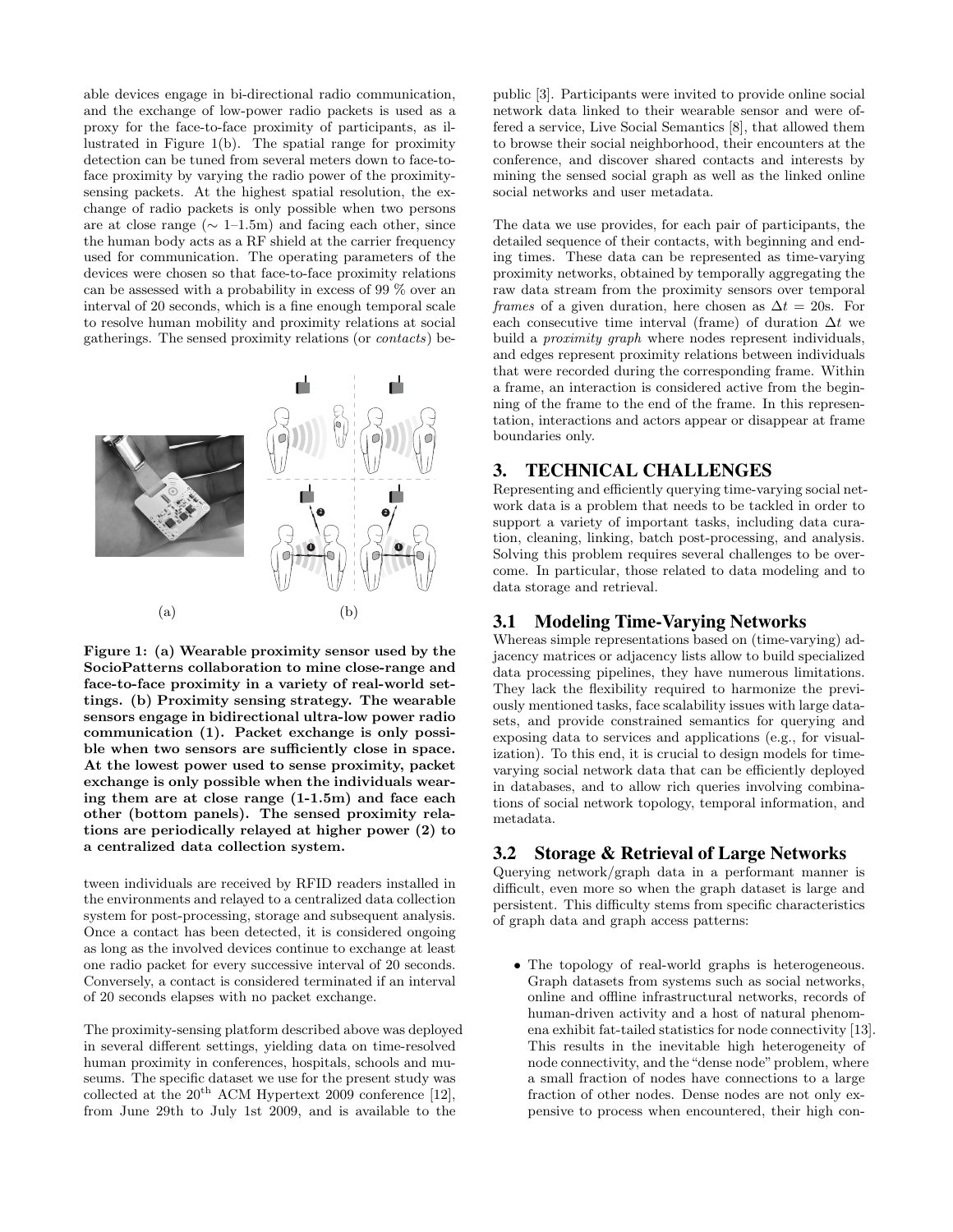able devices engage in bi-directional radio communication, and the exchange of low-power radio packets is used as a proxy for the face-to-face proximity of participants, as illustrated in Figure 1(b). The spatial range for proximity detection can be tuned from several meters down to face-to-face proximity by varying the radio power of the proximity-sensing packets. At the highest spatial resolution, the exchange of radio packets is only possible when two persons are at close range ($\sim$ 1–1.5m) and facing each other, since the human body acts as a RF shield at the carrier frequency used for communication. The operating parameters of the devices were chosen so that face-to-face proximity relations can be assessed with a probability in excess of 99 % over an interval of 20 seconds, which is a fine enough temporal scale to resolve human mobility and proximity relations at social gatherings. The sensed proximity relations (or *contacts*) between individuals are received by RFID readers installed in the environments and relayed to a centralized data collection system for post-processing, storage and subsequent analysis. Once a contact has been detected, it is considered ongoing as long as the involved devices continue to exchange at least one radio packet for every successive interval of 20 seconds. Conversely, a contact is considered terminated if an interval of 20 seconds elapses with no packet exchange.

(a) (b)

**Figure 1: (a) Wearable proximity sensor used by the SocioPatterns collaboration to mine close-range and face-to-face proximity in a variety of real-world settings. (b) Proximity sensing strategy. The wearable sensors engage in bidirectional ultra-low power radio communication (1). Packet exchange is only possible when two sensors are sufficiently close in space. At the lowest power used to sense proximity, packet exchange is only possible when the individuals wearing them are at close range (1-1.5m) and face each other (bottom panels). The sensed proximity relations are periodically relayed at higher power (2) to a centralized data collection system.**

The proximity-sensing platform described above was deployed in several different settings, yielding data on time-resolved human proximity in conferences, hospitals, schools and museums. The specific dataset we use for the present study was collected at the 20th ACM Hypertext 2009 conference [12], from June 29th to July 1st 2009, and is available to the public [3]. Participants were invited to provide online social network data linked to their wearable sensor and were offered a service, Live Social Semantics [8], that allowed them to browse their social neighborhood, their encounters at the conference, and discover shared contacts and interests by mining the sensed social graph as well as the linked online social networks and user metadata.

The data we use provides, for each pair of participants, the detailed sequence of their contacts, with beginning and ending times. These data can be represented as time-varying proximity networks, obtained by temporally aggregating the raw data stream from the proximity sensors over temporal *frames* of a given duration, here chosen as $\Delta t = 20$s. For each consecutive time interval (frame) of duration $\Delta t$ we build a *proximity graph* where nodes represent individuals, and edges represent proximity relations between individuals that were recorded during the corresponding frame. Within a frame, an interaction is considered active from the beginning of the frame to the end of the frame. In this representation, interactions and actors appear or disappear at frame boundaries only.

## 3. TECHNICAL CHALLENGES

Representing and efficiently querying time-varying social network data is a problem that needs to be tackled in order to support a variety of important tasks, including data curation, cleaning, linking, batch post-processing, and analysis. Solving this problem requires several challenges to be overcome. In particular, those related to data modeling and to data storage and retrieval.

### 3.1 Modeling Time-Varying Networks

Whereas simple representations based on (time-varying) adjacency matrices or adjacency lists allow to build specialized data processing pipelines, they have numerous limitations. They lack the flexibility required to harmonize the previously mentioned tasks, face scalability issues with large datasets, and provide constrained semantics for querying and exposing data to services and applications (e.g., for visualization). To this end, it is crucial to design models for time-varying social network data that can be efficiently deployed in databases, and to allow rich queries involving combinations of social network topology, temporal information, and metadata.

### 3.2 Storage & Retrieval of Large Networks

Querying network/graph data in a performant manner is difficult, even more so when the graph dataset is large and persistent. This difficulty stems from specific characteristics of graph data and graph access patterns:

- The topology of real-world graphs is heterogeneous. Graph datasets from systems such as social networks, online and offline infrastructural networks, records of human-driven activity and a host of natural phenomena exhibit fat-tailed statistics for node connectivity [13]. This results in the inevitable high heterogeneity of node connectivity, and the "dense node" problem, where a small fraction of nodes have connections to a large fraction of other nodes. Dense nodes are not only expensive to process when encountered, their high con-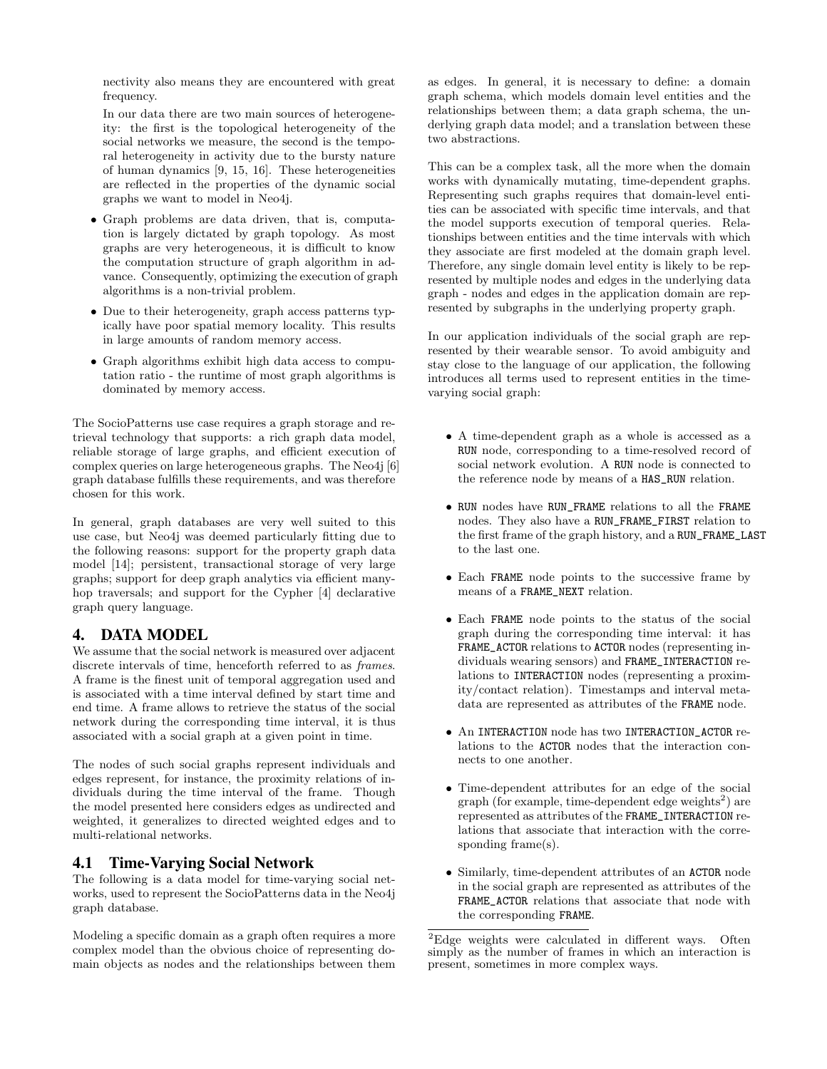nectivity also means they are encountered with great frequency.

In our data there are two main sources of heterogeneity: the first is the topological heterogeneity of the social networks we measure, the second is the temporal heterogeneity in activity due to the bursty nature of human dynamics [9, 15, 16]. These heterogeneities are reflected in the properties of the dynamic social graphs we want to model in Neo4j.

- Graph problems are data driven, that is, computation is largely dictated by graph topology. As most graphs are very heterogeneous, it is difficult to know the computation structure of graph algorithm in advance. Consequently, optimizing the execution of graph algorithms is a non-trivial problem.
- Due to their heterogeneity, graph access patterns typically have poor spatial memory locality. This results in large amounts of random memory access.
- Graph algorithms exhibit high data access to computation ratio - the runtime of most graph algorithms is dominated by memory access.

The SocioPatterns use case requires a graph storage and retrieval technology that supports: a rich graph data model, reliable storage of large graphs, and efficient execution of complex queries on large heterogeneous graphs. The Neo4j [6] graph database fulfills these requirements, and was therefore chosen for this work.

In general, graph databases are very well suited to this use case, but Neo4j was deemed particularly fitting due to the following reasons: support for the property graph data model [14]; persistent, transactional storage of very large graphs; support for deep graph analytics via efficient many-hop traversals; and support for the Cypher [4] declarative graph query language.

# 4. DATA MODEL

We assume that the social network is measured over adjacent discrete intervals of time, henceforth referred to as *frames*. A frame is the finest unit of temporal aggregation used and is associated with a time interval defined by start time and end time. A frame allows to retrieve the status of the social network during the corresponding time interval, it is thus associated with a social graph at a given point in time.

The nodes of such social graphs represent individuals and edges represent, for instance, the proximity relations of individuals during the time interval of the frame. Though the model presented here considers edges as undirected and weighted, it generalizes to directed weighted edges and to multi-relational networks.

## 4.1 Time-Varying Social Network

The following is a data model for time-varying social networks, used to represent the SocioPatterns data in the Neo4j graph database.

Modeling a specific domain as a graph often requires a more complex model than the obvious choice of representing domain objects as nodes and the relationships between them as edges. In general, it is necessary to define: a domain graph schema, which models domain level entities and the relationships between them; a data graph schema, the underlying graph data model; and a translation between these two abstractions.

This can be a complex task, all the more when the domain works with dynamically mutating, time-dependent graphs. Representing such graphs requires that domain-level entities can be associated with specific time intervals, and that the model supports execution of temporal queries. Relationships between entities and the time intervals with which they associate are first modeled at the domain graph level. Therefore, any single domain level entity is likely to be represented by multiple nodes and edges in the underlying data graph - nodes and edges in the application domain are represented by subgraphs in the underlying property graph.

In our application individuals of the social graph are represented by their wearable sensor. To avoid ambiguity and stay close to the language of our application, the following introduces all terms used to represent entities in the time-varying social graph:

- A time-dependent graph as a whole is accessed as a `RUN` node, corresponding to a time-resolved record of social network evolution. A `RUN` node is connected to the reference node by means of a `HAS_RUN` relation.
- `RUN` nodes have `RUN_FRAME` relations to all the `FRAME` nodes. They also have a `RUN_FRAME_FIRST` relation to the first frame of the graph history, and a `RUN_FRAME_LAST` to the last one.
- Each `FRAME` node points to the successive frame by means of a `FRAME_NEXT` relation.
- Each `FRAME` node points to the status of the social graph during the corresponding time interval: it has `FRAME_ACTOR` relations to `ACTOR` nodes (representing individuals wearing sensors) and `FRAME_INTERACTION` relations to `INTERACTION` nodes (representing a proximity/contact relation). Timestamps and interval metadata are represented as attributes of the `FRAME` node.
- An `INTERACTION` node has two `INTERACTION_ACTOR` relations to the `ACTOR` nodes that the interaction connects to one another.
- Time-dependent attributes for an edge of the social graph (for example, time-dependent edge weights[2]) are represented as attributes of the `FRAME_INTERACTION` relations that associate that interaction with the corresponding frame(s).
- Similarly, time-dependent attributes of an `ACTOR` node in the social graph are represented as attributes of the `FRAME_ACTOR` relations that associate that node with the corresponding `FRAME`.

[2]Edge weights were calculated in different ways. Often simply as the number of frames in which an interaction is present, sometimes in more complex ways.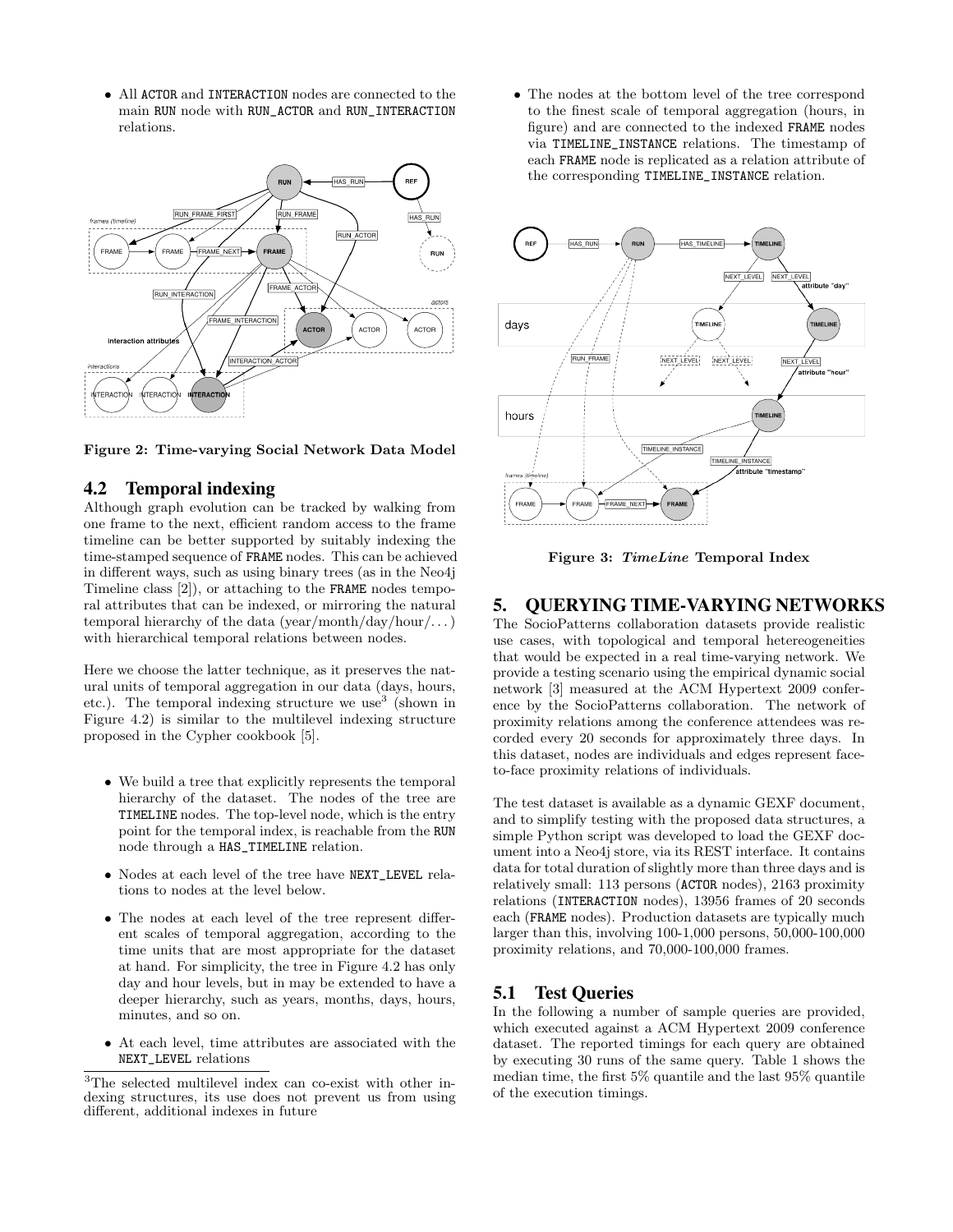- All ACTOR and INTERACTION nodes are connected to the main RUN node with RUN_ACTOR and RUN_INTERACTION relations.

Figure 2: Time-varying Social Network Data Model

## 4.2 Temporal indexing

Although graph evolution can be tracked by walking from one frame to the next, efficient random access to the frame timeline can be better supported by suitably indexing the time-stamped sequence of FRAME nodes. This can be achieved in different ways, such as using binary trees (as in the Neo4j Timeline class [2]), or attaching to the FRAME nodes temporal attributes that can be indexed, or mirroring the natural temporal hierarchy of the data (year/month/day/hour/...) with hierarchical temporal relations between nodes.

Here we choose the latter technique, as it preserves the natural units of temporal aggregation in our data (days, hours, etc.). The temporal indexing structure we use[3] (shown in Figure 4.2) is similar to the multilevel indexing structure proposed in the Cypher cookbook [5].

- We build a tree that explicitly represents the temporal hierarchy of the dataset. The nodes of the tree are TIMELINE nodes. The top-level node, which is the entry point for the temporal index, is reachable from the RUN node through a HAS_TIMELINE relation.
- Nodes at each level of the tree have NEXT_LEVEL relations to nodes at the level below.
- The nodes at each level of the tree represent different scales of temporal aggregation, according to the time units that are most appropriate for the dataset at hand. For simplicity, the tree in Figure 4.2 has only day and hour levels, but in may be extended to have a deeper hierarchy, such as years, months, days, hours, minutes, and so on.
- At each level, time attributes are associated with the NEXT_LEVEL relations
- The nodes at the bottom level of the tree correspond to the finest scale of temporal aggregation (hours, in figure) and are connected to the indexed FRAME nodes via TIMELINE_INSTANCE relations. The timestamp of each FRAME node is replicated as a relation attribute of the corresponding TIMELINE_INSTANCE relation.

[3]The selected multilevel index can co-exist with other indexing structures, its use does not prevent us from using different, additional indexes in future

Figure 3: *TimeLine* Temporal Index

# 5. QUERYING TIME-VARYING NETWORKS

The SocioPatterns collaboration datasets provide realistic use cases, with topological and temporal hetereogeneities that would be expected in a real time-varying network. We provide a testing scenario using the empirical dynamic social network [3] measured at the ACM Hypertext 2009 conference by the SocioPatterns collaboration. The network of proximity relations among the conference attendees was recorded every 20 seconds for approximately three days. In this dataset, nodes are individuals and edges represent face-to-face proximity relations of individuals.

The test dataset is available as a dynamic GEXF document, and to simplify testing with the proposed data structures, a simple Python script was developed to load the GEXF document into a Neo4j store, via its REST interface. It contains data for total duration of slightly more than three days and is relatively small: 113 persons (ACTOR nodes), 2163 proximity relations (INTERACTION nodes), 13956 frames of 20 seconds each (FRAME nodes). Production datasets are typically much larger than this, involving 100-1,000 persons, 50,000-100,000 proximity relations, and 70,000-100,000 frames.

## 5.1 Test Queries

In the following a number of sample queries are provided, which executed against a ACM Hypertext 2009 conference dataset. The reported timings for each query are obtained by executing 30 runs of the same query. Table 1 shows the median time, the first 5% quantile and the last 95% quantile of the execution timings.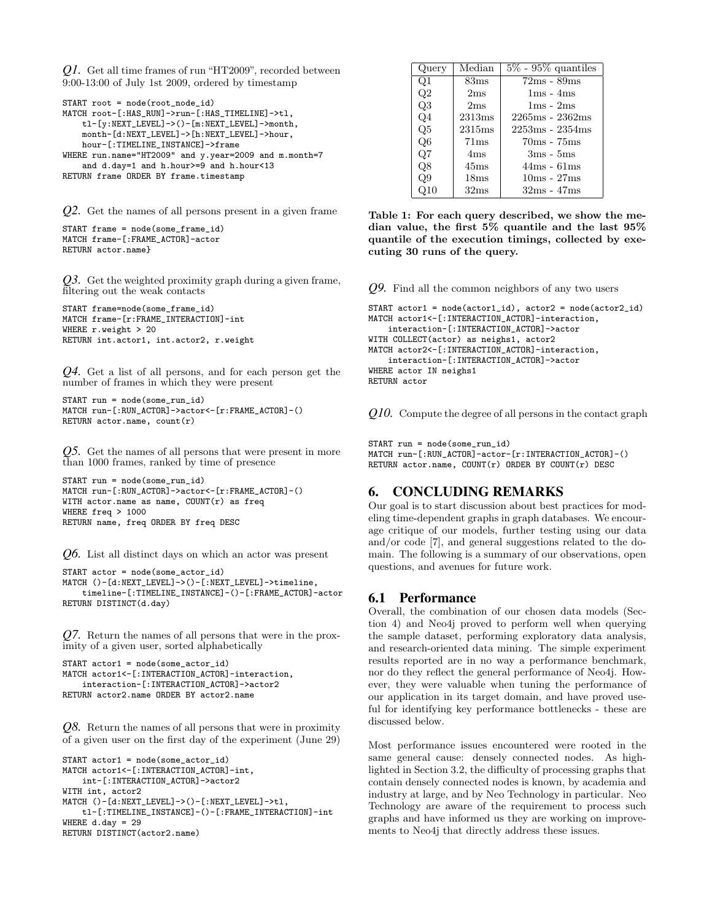*Q1.* Get all time frames of run "HT2009", recorded between 9:00-13:00 of July 1st 2009, ordered by timestamp

```
START root = node(root_node_id)
MATCH root-[:HAS_RUN]->run-[:HAS_TIMELINE]->tl,
    tl-[y:NEXT_LEVEL]->()-[m:NEXT_LEVEL]->month,
    month-[d:NEXT_LEVEL]->[h:NEXT_LEVEL]->hour,
    hour-[:TIMELINE_INSTANCE]->frame
WHERE run.name="HT2009" and y.year=2009 and m.month=7
    and d.day=1 and h.hour>=9 and h.hour<13
RETURN frame ORDER BY frame.timestamp
```

*Q2.* Get the names of all persons present in a given frame

```
START frame = node(some_frame_id)
MATCH frame-[:FRAME_ACTOR]-actor
RETURN actor.name}
```

*Q3.* Get the weighted proximity graph during a given frame, filtering out the weak contacts

```
START frame=node(some_frame_id)
MATCH frame-[r:FRAME_INTERACTION]-int
WHERE r.weight > 20
RETURN int.actor1, int.actor2, r.weight
```

*Q4.* Get a list of all persons, and for each person get the number of frames in which they were present

```
START run = node(some_run_id)
MATCH run-[:RUN_ACTOR]->actor<-[r:FRAME_ACTOR]-()
RETURN actor.name, count(r)
```

*Q5.* Get the names of all persons that were present in more than 1000 frames, ranked by time of presence

```
START run = node(some_run_id)
MATCH run-[:RUN_ACTOR]->actor<-[r:FRAME_ACTOR]-()
WITH actor.name as name, COUNT(r) as freq
WHERE freq > 1000
RETURN name, freq ORDER BY freq DESC
```

*Q6.* List all distinct days on which an actor was present

```
START actor = node(some_actor_id)
MATCH ()-[d:NEXT_LEVEL]->()-[:NEXT_LEVEL]->timeline,
    timeline-[:TIMELINE_INSTANCE]-()-[:FRAME_ACTOR]-actor
RETURN DISTINCT(d.day)
```

*Q7.* Return the names of all persons that were in the proximity of a given user, sorted alphabetically

```
START actor1 = node(some_actor_id)
MATCH actor1<-[:INTERACTION_ACTOR]-interaction,
    interaction-[:INTERACTION_ACTOR]->actor2
RETURN actor2.name ORDER BY actor2.name
```

*Q8.* Return the names of all persons that were in proximity of a given user on the first day of the experiment (June 29)

```
START actor1 = node(some_actor_id)
MATCH actor1<-[:INTERACTION_ACTOR]-int,
    int-[:INTERACTION_ACTOR]->actor2
WITH int, actor2
MATCH ()-[d:NEXT_LEVEL]->()-[:NEXT_LEVEL]->tl,
    tl-[:TIMELINE_INSTANCE]-()-[:FRAME_INTERACTION]-int
WHERE d.day = 29
RETURN DISTINCT(actor2.name)
```

| Query | Median | 5% - 95% quantiles |
|---|---|---|
| Q1 | 83ms | 72ms - 89ms |
| Q2 | 2ms | 1ms - 4ms |
| Q3 | 2ms | 1ms - 2ms |
| Q4 | 2313ms | 2265ms - 2362ms |
| Q5 | 2315ms | 2253ms - 2354ms |
| Q6 | 71ms | 70ms - 75ms |
| Q7 | 4ms | 3ms - 5ms |
| Q8 | 45ms | 44ms - 61ms |
| Q9 | 18ms | 10ms - 27ms |
| Q10 | 32ms | 32ms - 47ms |

**Table 1: For each query described, we show the median value, the first 5% quantile and the last 95% quantile of the execution timings, collected by executing 30 runs of the query.**

*Q9.* Find all the common neighbors of any two users

```
START actor1 = node(actor1_id), actor2 = node(actor2_id)
MATCH actor1<-[:INTERACTION_ACTOR]-interaction,
    interaction-[:INTERACTION_ACTOR]->actor
WITH COLLECT(actor) as neighs1, actor2
MATCH actor2<-[:INTERACTION_ACTOR]-interaction,
    interaction-[:INTERACTION_ACTOR]->actor
WHERE actor IN neighs1
RETURN actor
```

*Q10.* Compute the degree of all persons in the contact graph

```
START run = node(some_run_id)
MATCH run-[:RUN_ACTOR]-actor-[r:INTERACTION_ACTOR]-()
RETURN actor.name, COUNT(r) ORDER BY COUNT(r) DESC
```

# 6. CONCLUDING REMARKS

Our goal is to start discussion about best practices for modeling time-dependent graphs in graph databases. We encourage critique of our models, further testing using our data and/or code [7], and general suggestions related to the domain. The following is a summary of our observations, open questions, and avenues for future work.

## 6.1 Performance

Overall, the combination of our chosen data models (Section 4) and Neo4j proved to perform well when querying the sample dataset, performing exploratory data analysis, and research-oriented data mining. The simple experiment results reported are in no way a performance benchmark, nor do they reflect the general performance of Neo4j. However, they were valuable when tuning the performance of our application in its target domain, and have proved useful for identifying key performance bottlenecks - these are discussed below.

Most performance issues encountered were rooted in the same general cause: densely connected nodes. As highlighted in Section 3.2, the difficulty of processing graphs that contain densely connected nodes is known, by academia and industry at large, and by Neo Technology in particular. Neo Technology are aware of the requirement to process such graphs and have informed us they are working on improvements to Neo4j that directly address these issues.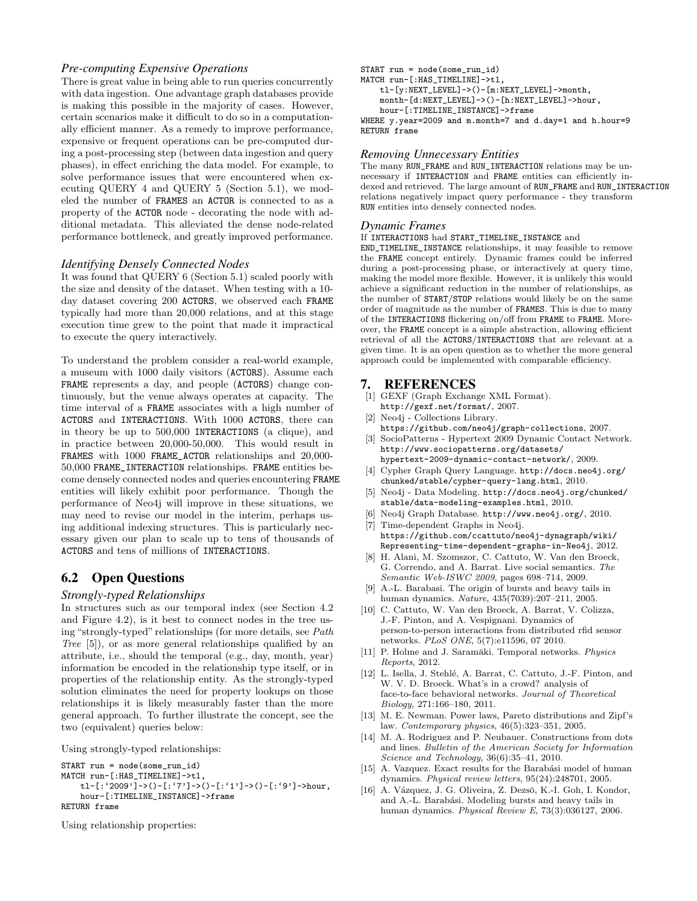### *Pre-computing Expensive Operations*

There is great value in being able to run queries concurrently with data ingestion. One advantage graph databases provide is making this possible in the majority of cases. However, certain scenarios make it difficult to do so in a computationally efficient manner. As a remedy to improve performance, expensive or frequent operations can be pre-computed during a post-processing step (between data ingestion and query phases), in effect enriching the data model. For example, to solve performance issues that were encountered when executing QUERY 4 and QUERY 5 (Section 5.1), we modeled the number of FRAMES an ACTOR is connected to as a property of the ACTOR node - decorating the node with additional metadata. This alleviated the dense node-related performance bottleneck, and greatly improved performance.

### *Identifying Densely Connected Nodes*

It was found that QUERY 6 (Section 5.1) scaled poorly with the size and density of the dataset. When testing with a 10-day dataset covering 200 ACTORS, we observed each FRAME typically had more than 20,000 relations, and at this stage execution time grew to the point that made it impractical to execute the query interactively.

To understand the problem consider a real-world example, a museum with 1000 daily visitors (ACTORS). Assume each FRAME represents a day, and people (ACTORS) change continuously, but the venue always operates at capacity. The time interval of a FRAME associates with a high number of ACTORS and INTERACTIONS. With 1000 ACTORS, there can in theory be up to 500,000 INTERACTIONS (a clique), and in practice between 20,000-50,000. This would result in FRAMES with 1000 FRAME_ACTOR relationships and 20,000-50,000 FRAME_INTERACTION relationships. FRAME entities become densely connected nodes and queries encountering FRAME entities will likely exhibit poor performance. Though the performance of Neo4j will improve in these situations, we may need to revise our model in the interim, perhaps using additional indexing structures. This is particularly necessary given our plan to scale up to tens of thousands of ACTORS and tens of millions of INTERACTIONS.

## 6.2 Open Questions

### *Strongly-typed Relationships*

In structures such as our temporal index (see Section 4.2 and Figure 4.2), is it best to connect nodes in the tree using "strongly-typed" relationships (for more details, see *Path Tree* [5]), or as more general relationships qualified by an attribute, i.e., should the temporal (e.g., day, month, year) information be encoded in the relationship type itself, or in properties of the relationship entity. As the strongly-typed solution eliminates the need for property lookups on those relationships it is likely measurably faster than the more general approach. To further illustrate the concept, see the two (equivalent) queries below:

Using strongly-typed relationships:

```
START run = node(some_run_id)
MATCH run-[:HAS_TIMELINE]->tl,
    tl-[:'2009']->()-[:'7']->()-[:'1']->()-[:'9']->hour,
    hour-[:TIMELINE_INSTANCE]->frame
RETURN frame
```

Using relationship properties:

```
START run = node(some_run_id)
MATCH run-[:HAS_TIMELINE]->tl,
    tl-[y:NEXT_LEVEL]->()-[m:NEXT_LEVEL]->month,
    month-[d:NEXT_LEVEL]->()-[h:NEXT_LEVEL]->hour,
    hour-[:TIMELINE_INSTANCE]->frame
WHERE y.year=2009 and m.month=7 and d.day=1 and h.hour=9
RETURN frame
```

### *Removing Unnecessary Entities*

The many RUN_FRAME and RUN_INTERACTION relations may be unnecessary if INTERACTION and FRAME entities can efficiently indexed and retrieved. The large amount of RUN_FRAME and RUN_INTERACTION relations negatively impact query performance - they transform RUN entities into densely connected nodes.

### *Dynamic Frames*

If INTERACTIONS had START_TIMELINE_INSTANCE and END_TIMELINE_INSTANCE relationships, it may feasible to remove the FRAME concept entirely. Dynamic frames could be inferred during a post-processing phase, or interactively at query time, making the model more flexible. However, it is unlikely this would achieve a significant reduction in the number of relationships, as the number of START/STOP relations would likely be on the same order of magnitude as the number of FRAMES. This is due to many of the INTERACTIONS flickering on/off from FRAME to FRAME. Moreover, the FRAME concept is a simple abstraction, allowing efficient retrieval of all the ACTORS/INTERACTIONS that are relevant at a given time. It is an open question as to whether the more general approach could be implemented with comparable efficiency.

## 7. REFERENCES

[1] GEXF (Graph Exchange XML Format). http://gexf.net/format/, 2007.

[2] Neo4j - Collections Library. https://github.com/neo4j/graph-collections, 2007.

[3] SocioPatterns - Hypertext 2009 Dynamic Contact Network. http://www.sociopatterns.org/datasets/hypertext-2009-dynamic-contact-network/, 2009.

[4] Cypher Graph Query Language. http://docs.neo4j.org/chunked/stable/cypher-query-lang.html, 2010.

[5] Neo4j - Data Modeling. http://docs.neo4j.org/chunked/stable/data-modeling-examples.html, 2010.

[6] Neo4j Graph Database. http://www.neo4j.org/, 2010.

[7] Time-dependent Graphs in Neo4j. https://github.com/ccattuto/neo4j-dynagraph/wiki/Representing-time-dependent-graphs-in-Neo4j, 2012.

[8] H. Alani, M. Szomszor, C. Cattuto, W. Van den Broeck, G. Correndo, and A. Barrat. Live social semantics. *The Semantic Web-ISWC 2009*, pages 698–714, 2009.

[9] A.-L. Barabasi. The origin of bursts and heavy tails in human dynamics. *Nature*, 435(7039):207–211, 2005.

[10] C. Cattuto, W. Van den Broeck, A. Barrat, V. Colizza, J.-F. Pinton, and A. Vespignani. Dynamics of person-to-person interactions from distributed rfid sensor networks. *PLoS ONE*, 5(7):e11596, 07 2010.

[11] P. Holme and J. Saramäki. Temporal networks. *Physics Reports*, 2012.

[12] L. Isella, J. Stehlé, A. Barrat, C. Cattuto, J.-F. Pinton, and W. V. D. Broeck. What's in a crowd? analysis of face-to-face behavioral networks. *Journal of Theoretical Biology*, 271:166–180, 2011.

[13] M. E. Newman. Power laws, Pareto distributions and Zipf's law. *Contemporary physics*, 46(5):323–351, 2005.

[14] M. A. Rodriguez and P. Neubauer. Constructions from dots and lines. *Bulletin of the American Society for Information Science and Technology*, 36(6):35–41, 2010.

[15] A. Vazquez. Exact results for the Barabási model of human dynamics. *Physical review letters*, 95(24):248701, 2005.

[16] A. Vázquez, J. G. Oliveira, Z. Dezsö, K.-I. Goh, I. Kondor, and A.-L. Barabási. Modeling bursts and heavy tails in human dynamics. *Physical Review E*, 73(3):036127, 2006.